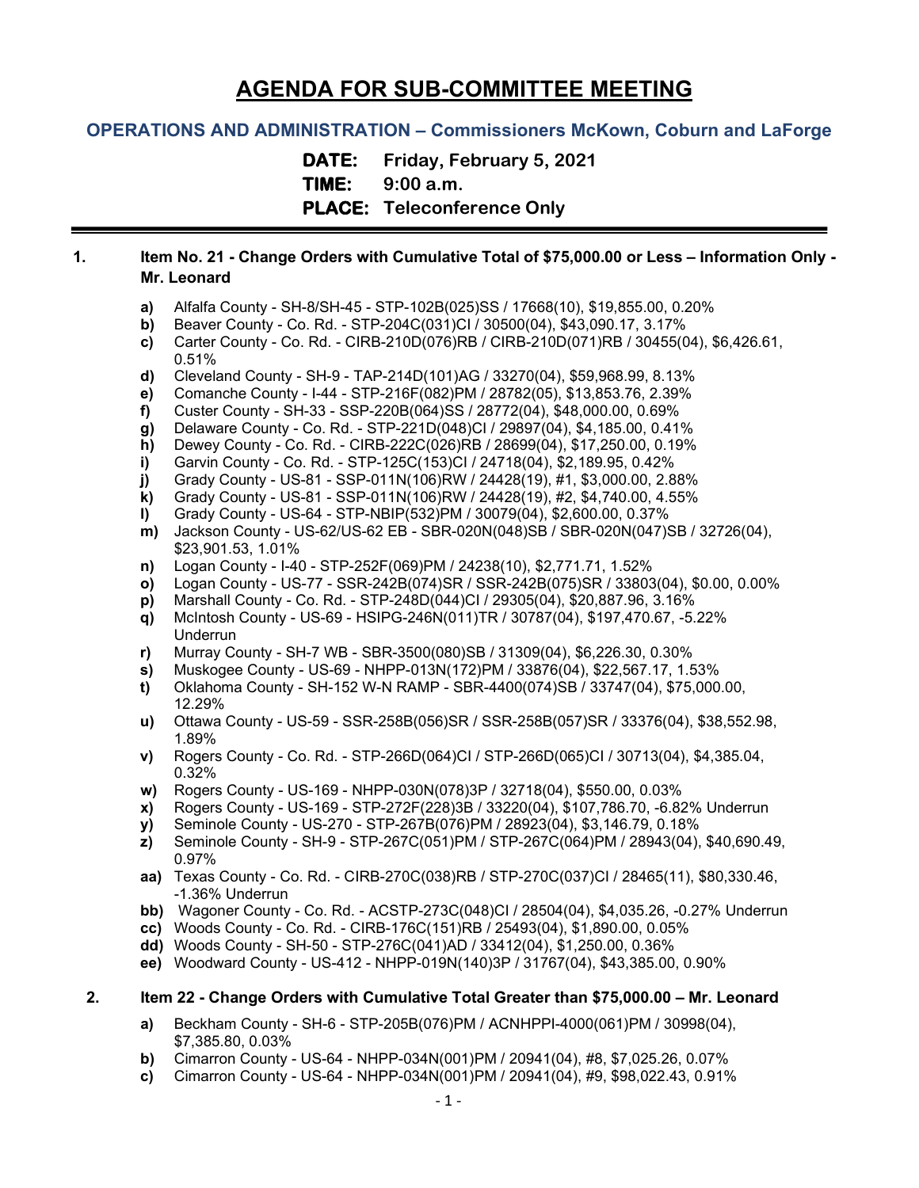# AGENDA FOR SUB-COMMITTEE MEETING

## OPERATIONS AND ADMINISTRATION – Commissioners McKown, Coburn and LaForge

**DATE:** Friday, February 5, 2021
**TIME:** 9:00 a.m.
**PLACE:** Teleconference Only

---

**1. Item No. 21 - Change Orders with Cumulative Total of $75,000.00 or Less – Information Only - Mr. Leonard**

- **a)** Alfalfa County - SH-8/SH-45 - STP-102B(025)SS / 17668(10), $19,855.00, 0.20%
- **b)** Beaver County - Co. Rd. - STP-204C(031)CI / 30500(04), $43,090.17, 3.17%
- **c)** Carter County - Co. Rd. - CIRB-210D(076)RB / CIRB-210D(071)RB / 30455(04), $6,426.61, 0.51%
- **d)** Cleveland County - SH-9 - TAP-214D(101)AG / 33270(04), $59,968.99, 8.13%
- **e)** Comanche County - I-44 - STP-216F(082)PM / 28782(05), $13,853.76, 2.39%
- **f)** Custer County - SH-33 - SSP-220B(064)SS / 28772(04), $48,000.00, 0.69%
- **g)** Delaware County - Co. Rd. - STP-221D(048)CI / 29897(04), $4,185.00, 0.41%
- **h)** Dewey County - Co. Rd. - CIRB-222C(026)RB / 28699(04), $17,250.00, 0.19%
- **i)** Garvin County - Co. Rd. - STP-125C(153)CI / 24718(04), $2,189.95, 0.42%
- **j)** Grady County - US-81 - SSP-011N(106)RW / 24428(19), #1, $3,000.00, 2.88%
- **k)** Grady County - US-81 - SSP-011N(106)RW / 24428(19), #2, $4,740.00, 4.55%
- **l)** Grady County - US-64 - STP-NBIP(532)PM / 30079(04), $2,600.00, 0.37%
- **m)** Jackson County - US-62/US-62 EB - SBR-020N(048)SB / SBR-020N(047)SB / 32726(04), $23,901.53, 1.01%
- **n)** Logan County - I-40 - STP-252F(069)PM / 24238(10), $2,771.71, 1.52%
- **o)** Logan County - US-77 - SSR-242B(074)SR / SSR-242B(075)SR / 33803(04), $0.00, 0.00%
- **p)** Marshall County - Co. Rd. - STP-248D(044)CI / 29305(04), $20,887.96, 3.16%
- **q)** McIntosh County - US-69 - HSIPG-246N(011)TR / 30787(04), $197,470.67, -5.22% Underrun
- **r)** Murray County - SH-7 WB - SBR-3500(080)SB / 31309(04), $6,226.30, 0.30%
- **s)** Muskogee County - US-69 - NHPP-013N(172)PM / 33876(04), $22,567.17, 1.53%
- **t)** Oklahoma County - SH-152 W-N RAMP - SBR-4400(074)SB / 33747(04), $75,000.00, 12.29%
- **u)** Ottawa County - US-59 - SSR-258B(056)SR / SSR-258B(057)SR / 33376(04), $38,552.98, 1.89%
- **v)** Rogers County - Co. Rd. - STP-266D(064)CI / STP-266D(065)CI / 30713(04), $4,385.04, 0.32%
- **w)** Rogers County - US-169 - NHPP-030N(078)3P / 32718(04), $550.00, 0.03%
- **x)** Rogers County - US-169 - STP-272F(228)3B / 33220(04), $107,786.70, -6.82% Underrun
- **y)** Seminole County - US-270 - STP-267B(076)PM / 28923(04), $3,146.79, 0.18%
- **z)** Seminole County - SH-9 - STP-267C(051)PM / STP-267C(064)PM / 28943(04), $40,690.49, 0.97%
- **aa)** Texas County - Co. Rd. - CIRB-270C(038)RB / STP-270C(037)CI / 28465(11), $80,330.46, -1.36% Underrun
- **bb)** Wagoner County - Co. Rd. - ACSTP-273C(048)CI / 28504(04), $4,035.26, -0.27% Underrun
- **cc)** Woods County - Co. Rd. - CIRB-176C(151)RB / 25493(04), $1,890.00, 0.05%
- **dd)** Woods County - SH-50 - STP-276C(041)AD / 33412(04), $1,250.00, 0.36%
- **ee)** Woodward County - US-412 - NHPP-019N(140)3P / 31767(04), $43,385.00, 0.90%

**2. Item 22 - Change Orders with Cumulative Total Greater than $75,000.00 – Mr. Leonard**

- **a)** Beckham County - SH-6 - STP-205B(076)PM / ACNHPPI-4000(061)PM / 30998(04), $7,385.80, 0.03%
- **b)** Cimarron County - US-64 - NHPP-034N(001)PM / 20941(04), #8, $7,025.26, 0.07%
- **c)** Cimarron County - US-64 - NHPP-034N(001)PM / 20941(04), #9, $98,022.43, 0.91%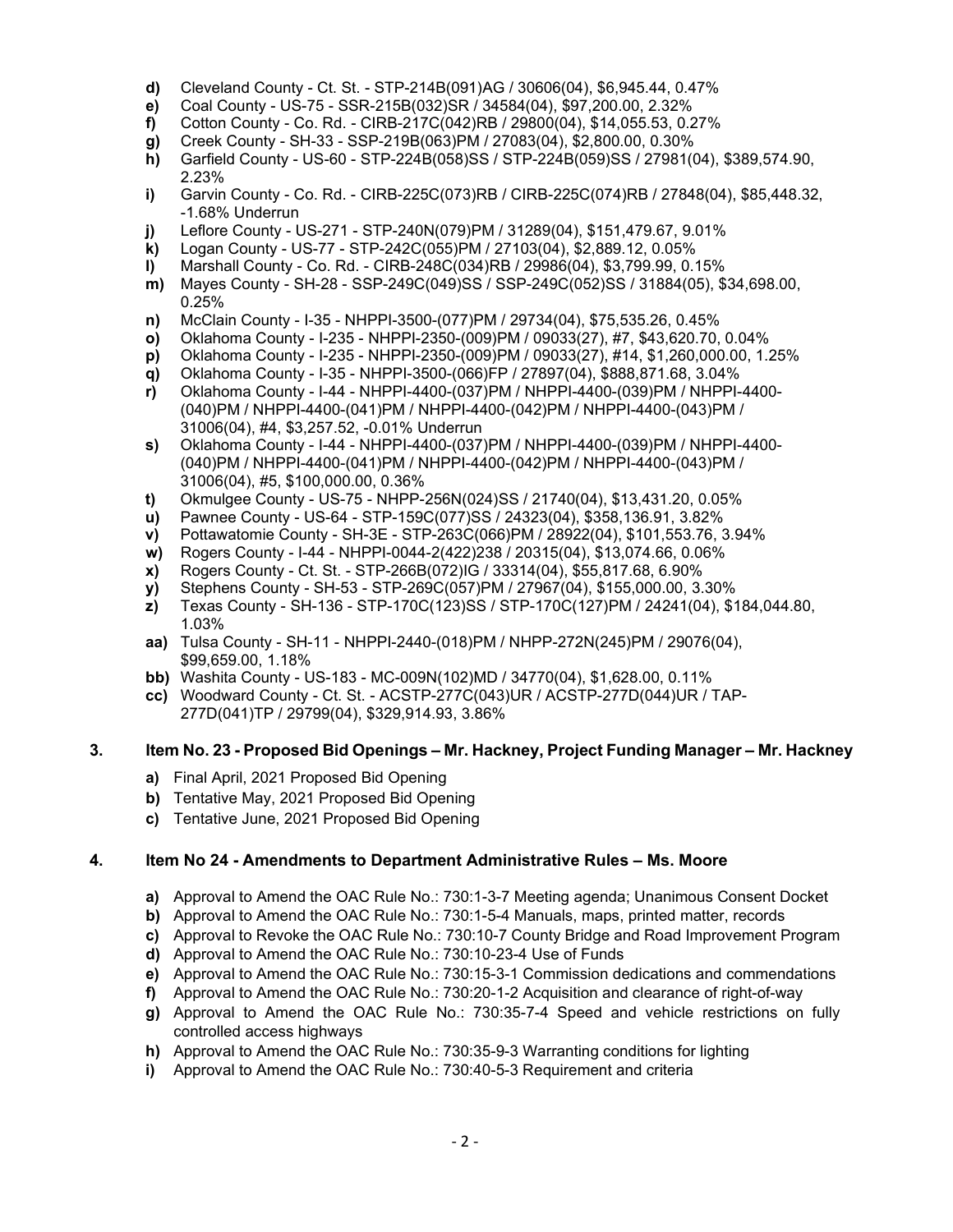- **d)** Cleveland County - Ct. St. - STP-214B(091)AG / 30606(04), $6,945.44, 0.47%
- **e)** Coal County - US-75 - SSR-215B(032)SR / 34584(04), $97,200.00, 2.32%
- **f)** Cotton County - Co. Rd. - CIRB-217C(042)RB / 29800(04), $14,055.53, 0.27%
- **g)** Creek County - SH-33 - SSP-219B(063)PM / 27083(04), $2,800.00, 0.30%
- **h)** Garfield County - US-60 - STP-224B(058)SS / STP-224B(059)SS / 27981(04), $389,574.90, 2.23%
- **i)** Garvin County - Co. Rd. - CIRB-225C(073)RB / CIRB-225C(074)RB / 27848(04), $85,448.32, -1.68% Underrun
- **j)** Leflore County - US-271 - STP-240N(079)PM / 31289(04), $151,479.67, 9.01%
- **k)** Logan County - US-77 - STP-242C(055)PM / 27103(04), $2,889.12, 0.05%
- **l)** Marshall County - Co. Rd. - CIRB-248C(034)RB / 29986(04), $3,799.99, 0.15%
- **m)** Mayes County - SH-28 - SSP-249C(049)SS / SSP-249C(052)SS / 31884(05), $34,698.00, 0.25%
- **n)** McClain County - I-35 - NHPPI-3500-(077)PM / 29734(04), $75,535.26, 0.45%
- **o)** Oklahoma County - I-235 - NHPPI-2350-(009)PM / 09033(27), #7, $43,620.70, 0.04%
- **p)** Oklahoma County - I-235 - NHPPI-2350-(009)PM / 09033(27), #14, $1,260,000.00, 1.25%
- **q)** Oklahoma County - I-35 - NHPPI-3500-(066)FP / 27897(04), $888,871.68, 3.04%
- **r)** Oklahoma County - I-44 - NHPPI-4400-(037)PM / NHPPI-4400-(039)PM / NHPPI-4400-(040)PM / NHPPI-4400-(041)PM / NHPPI-4400-(042)PM / NHPPI-4400-(043)PM / 31006(04), #4, $3,257.52, -0.01% Underrun
- **s)** Oklahoma County - I-44 - NHPPI-4400-(037)PM / NHPPI-4400-(039)PM / NHPPI-4400-(040)PM / NHPPI-4400-(041)PM / NHPPI-4400-(042)PM / NHPPI-4400-(043)PM / 31006(04), #5, $100,000.00, 0.36%
- **t)** Okmulgee County - US-75 - NHPP-256N(024)SS / 21740(04), $13,431.20, 0.05%
- **u)** Pawnee County - US-64 - STP-159C(077)SS / 24323(04), $358,136.91, 3.82%
- **v)** Pottawatomie County - SH-3E - STP-263C(066)PM / 28922(04), $101,553.76, 3.94%
- **w)** Rogers County - I-44 - NHPPI-0044-2(422)238 / 20315(04), $13,074.66, 0.06%
- **x)** Rogers County - Ct. St. - STP-266B(072)IG / 33314(04), $55,817.68, 6.90%
- **y)** Stephens County - SH-53 - STP-269C(057)PM / 27967(04), $155,000.00, 3.30%
- **z)** Texas County - SH-136 - STP-170C(123)SS / STP-170C(127)PM / 24241(04), $184,044.80, 1.03%
- **aa)** Tulsa County - SH-11 - NHPPI-2440-(018)PM / NHPP-272N(245)PM / 29076(04), $99,659.00, 1.18%
- **bb)** Washita County - US-183 - MC-009N(102)MD / 34770(04), $1,628.00, 0.11%
- **cc)** Woodward County - Ct. St. - ACSTP-277C(043)UR / ACSTP-277D(044)UR / TAP-277D(041)TP / 29799(04), $329,914.93, 3.86%

## 3. Item No. 23 - Proposed Bid Openings – Mr. Hackney, Project Funding Manager – Mr. Hackney

- **a)** Final April, 2021 Proposed Bid Opening
- **b)** Tentative May, 2021 Proposed Bid Opening
- **c)** Tentative June, 2021 Proposed Bid Opening

## 4. Item No 24 - Amendments to Department Administrative Rules – Ms. Moore

- **a)** Approval to Amend the OAC Rule No.: 730:1-3-7 Meeting agenda; Unanimous Consent Docket
- **b)** Approval to Amend the OAC Rule No.: 730:1-5-4 Manuals, maps, printed matter, records
- **c)** Approval to Revoke the OAC Rule No.: 730:10-7 County Bridge and Road Improvement Program
- **d)** Approval to Amend the OAC Rule No.: 730:10-23-4 Use of Funds
- **e)** Approval to Amend the OAC Rule No.: 730:15-3-1 Commission dedications and commendations
- **f)** Approval to Amend the OAC Rule No.: 730:20-1-2 Acquisition and clearance of right-of-way
- **g)** Approval to Amend the OAC Rule No.: 730:35-7-4 Speed and vehicle restrictions on fully controlled access highways
- **h)** Approval to Amend the OAC Rule No.: 730:35-9-3 Warranting conditions for lighting
- **i)** Approval to Amend the OAC Rule No.: 730:40-5-3 Requirement and criteria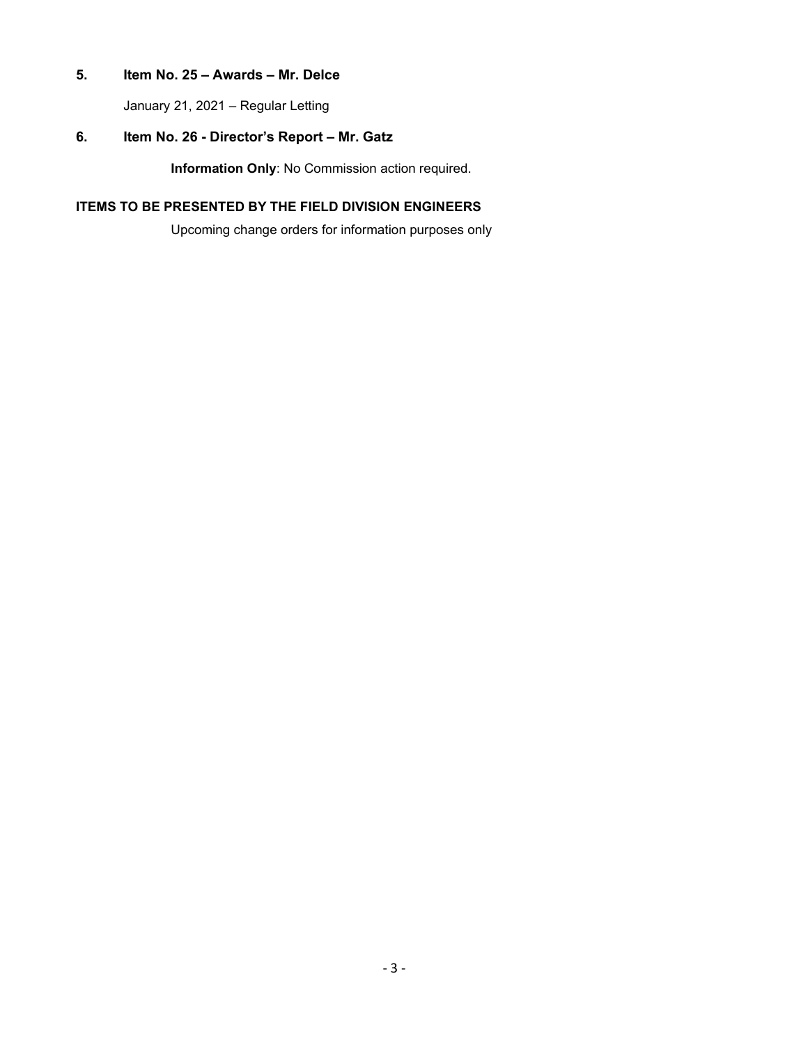**5. Item No. 25 – Awards – Mr. Delce**

January 21, 2021 – Regular Letting

**6. Item No. 26 - Director's Report – Mr. Gatz**

**Information Only**: No Commission action required.

**ITEMS TO BE PRESENTED BY THE FIELD DIVISION ENGINEERS**

Upcoming change orders for information purposes only